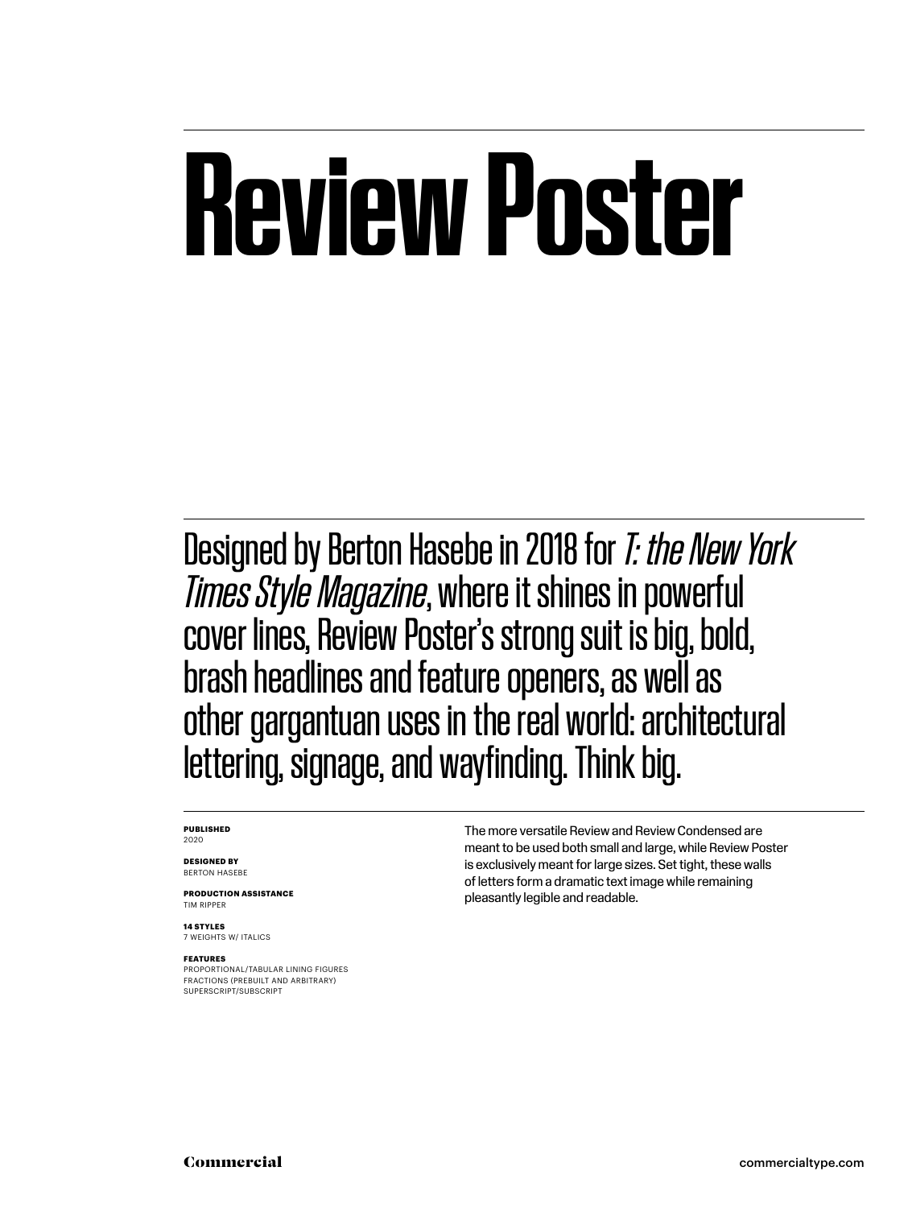# Review Poster

Designed by Berton Hasebe in 2018 for *T: the New York Times Style Magazine*, where it shines in powerful cover lines, Review Poster's strong suit is big, bold, brash headlines and feature openers, as well as other gargantuan uses in the real world: architectural lettering, signage, and wayfinding. Think big.

**PUBLISHED**
2020

**DESIGNED BY**
BERTON HASEBE

**PRODUCTION ASSISTANCE**
TIM RIPPER

**14 STYLES**
7 WEIGHTS W/ ITALICS

**FEATURES**
PROPORTIONAL/TABULAR LINING FIGURES
FRACTIONS (PREBUILT AND ARBITRARY)
SUPERSCRIPT/SUBSCRIPT

The more versatile Review and Review Condensed are meant to be used both small and large, while Review Poster is exclusively meant for large sizes. Set tight, these walls of letters form a dramatic text image while remaining pleasantly legible and readable.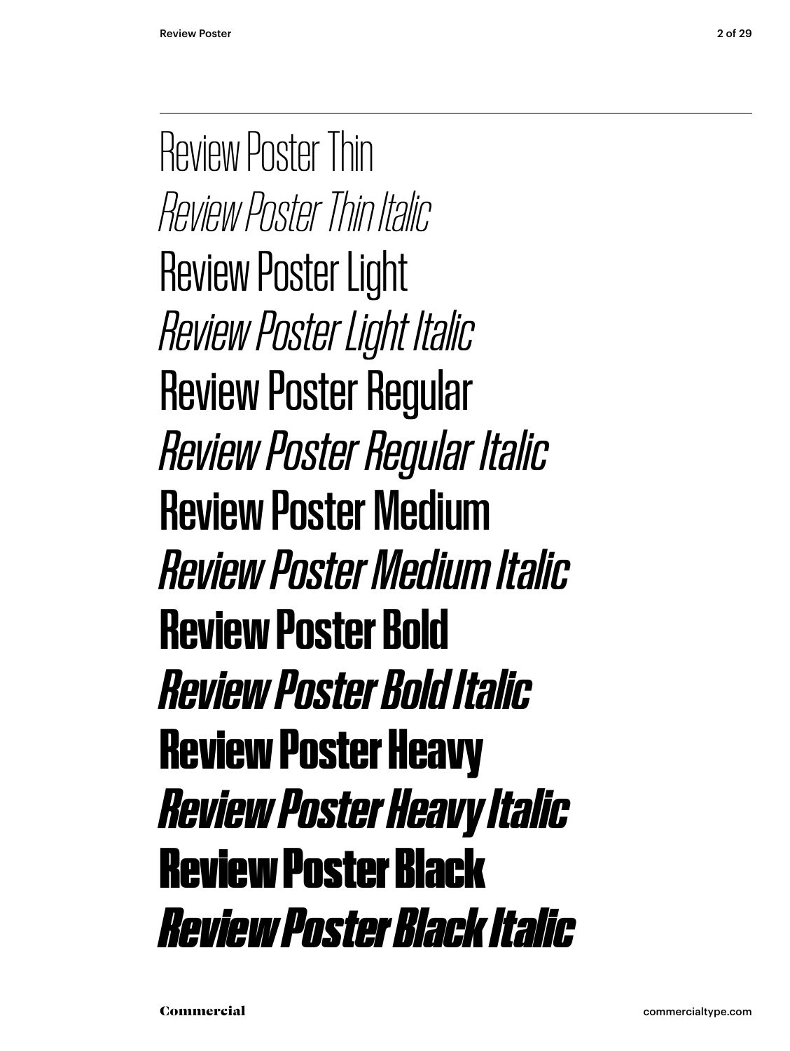Review Poster Thin

*Review Poster Thin Italic*

Review Poster Light

*Review Poster Light Italic*

Review Poster Regular

*Review Poster Regular Italic*

Review Poster Medium

*Review Poster Medium Italic*

**Review Poster Bold**

***Review Poster Bold Italic***

**Review Poster Heavy**

***Review Poster Heavy Italic***

**Review Poster Black**

***Review Poster Black Italic***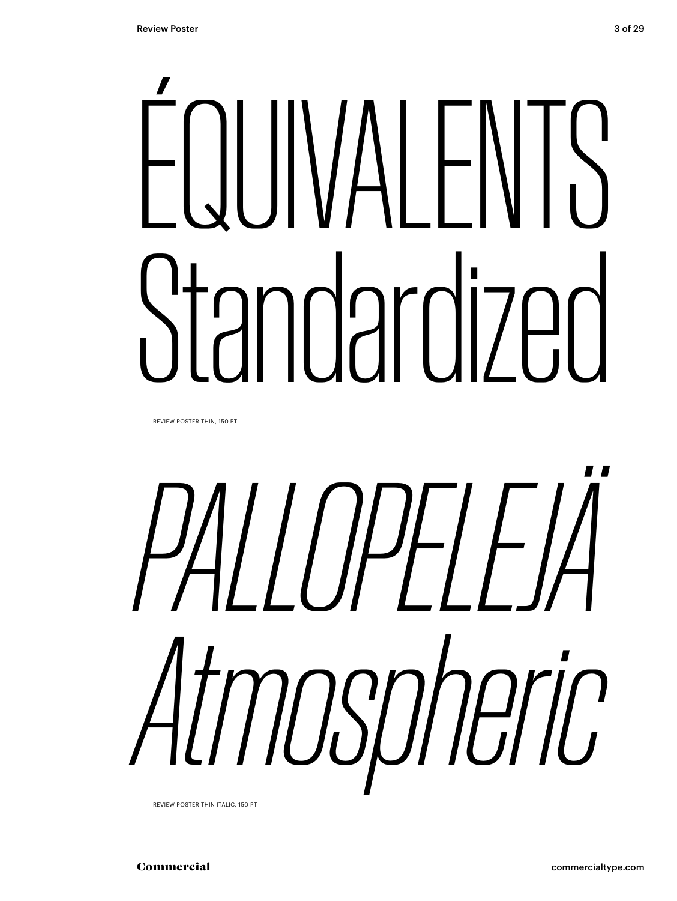ÉQUIVALENTS
Standardized

REVIEW POSTER THIN, 150 PT

*PALLOPELEJÄ*
*Atmospheric*

REVIEW POSTER THIN ITALIC, 150 PT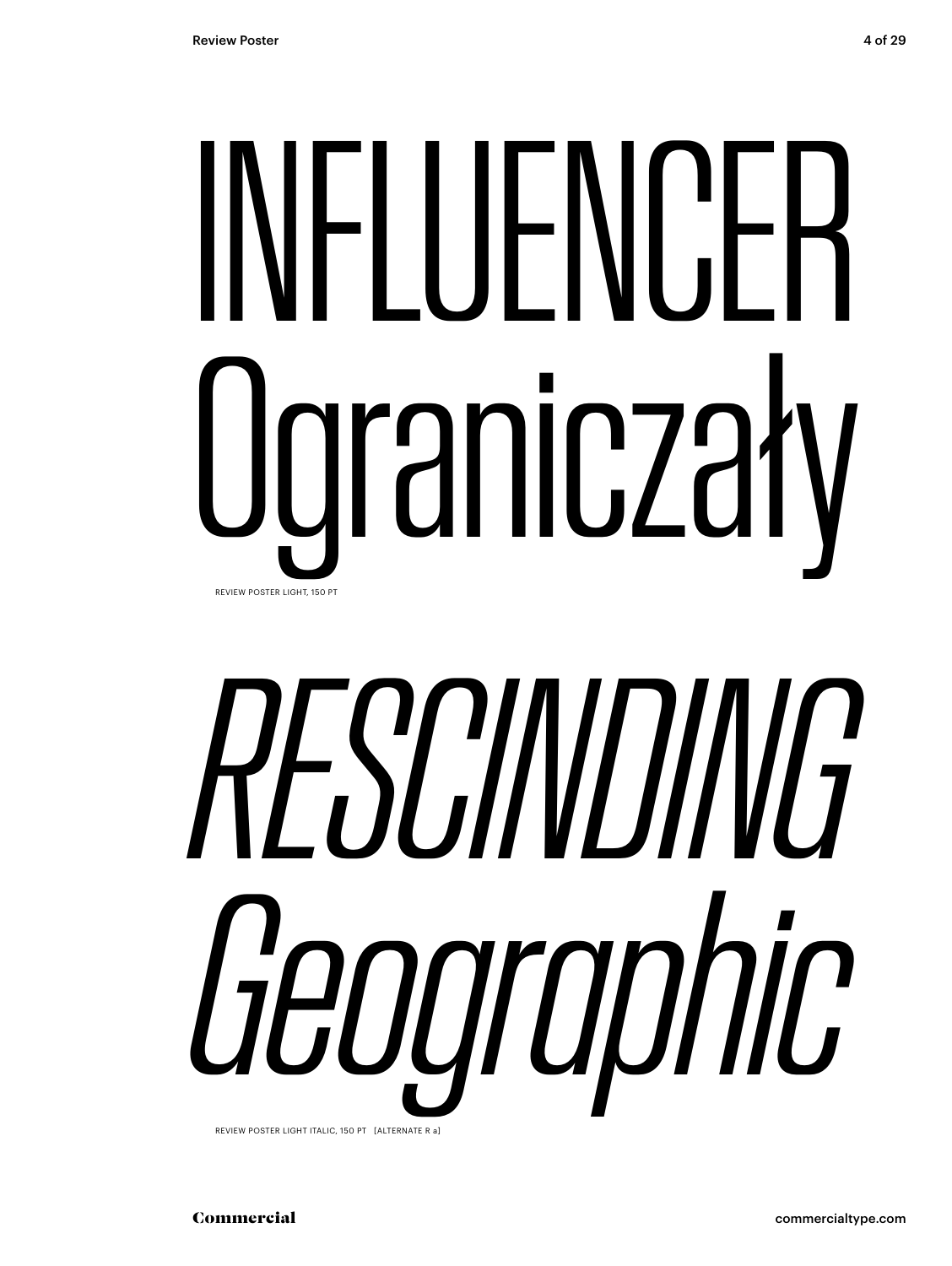INFLUENCER
Ograniczały

REVIEW POSTER LIGHT, 150 PT

*RESCINDING*
*Geographic*

REVIEW POSTER LIGHT ITALIC, 150 PT [ALTERNATE R a]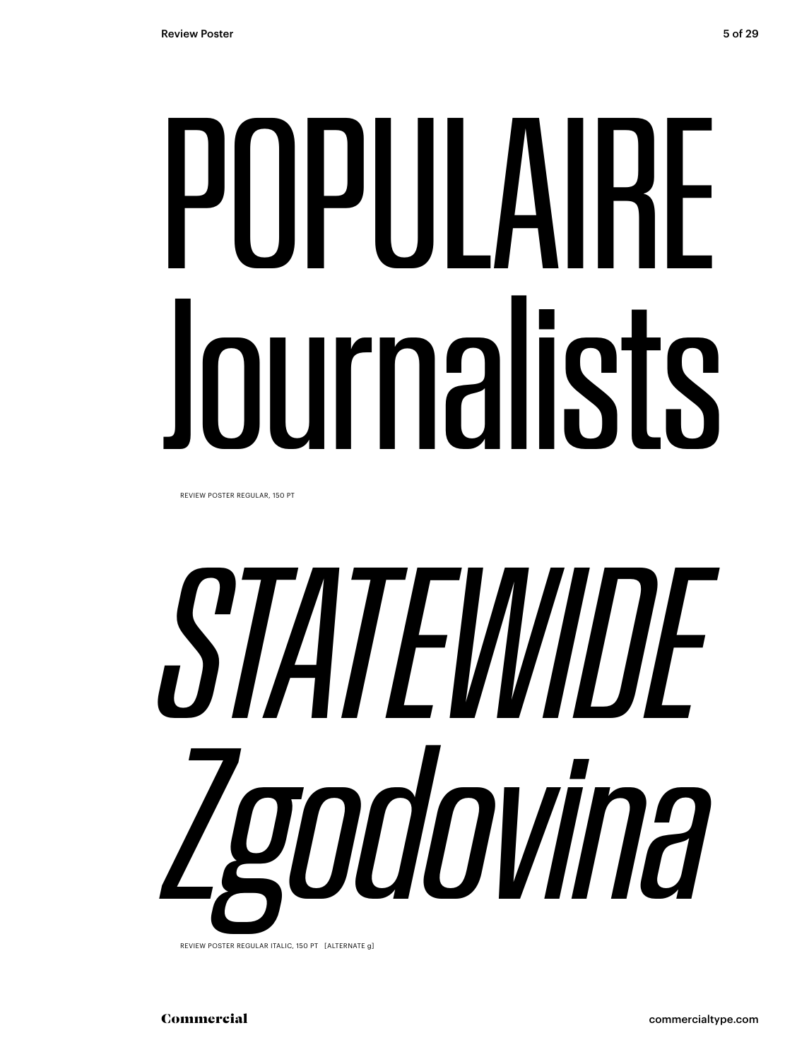# POPULAIRE Journalists

REVIEW POSTER REGULAR, 150 PT

# *STATEWIDE Zgodovina*

REVIEW POSTER REGULAR ITALIC, 150 PT [ALTERNATE g]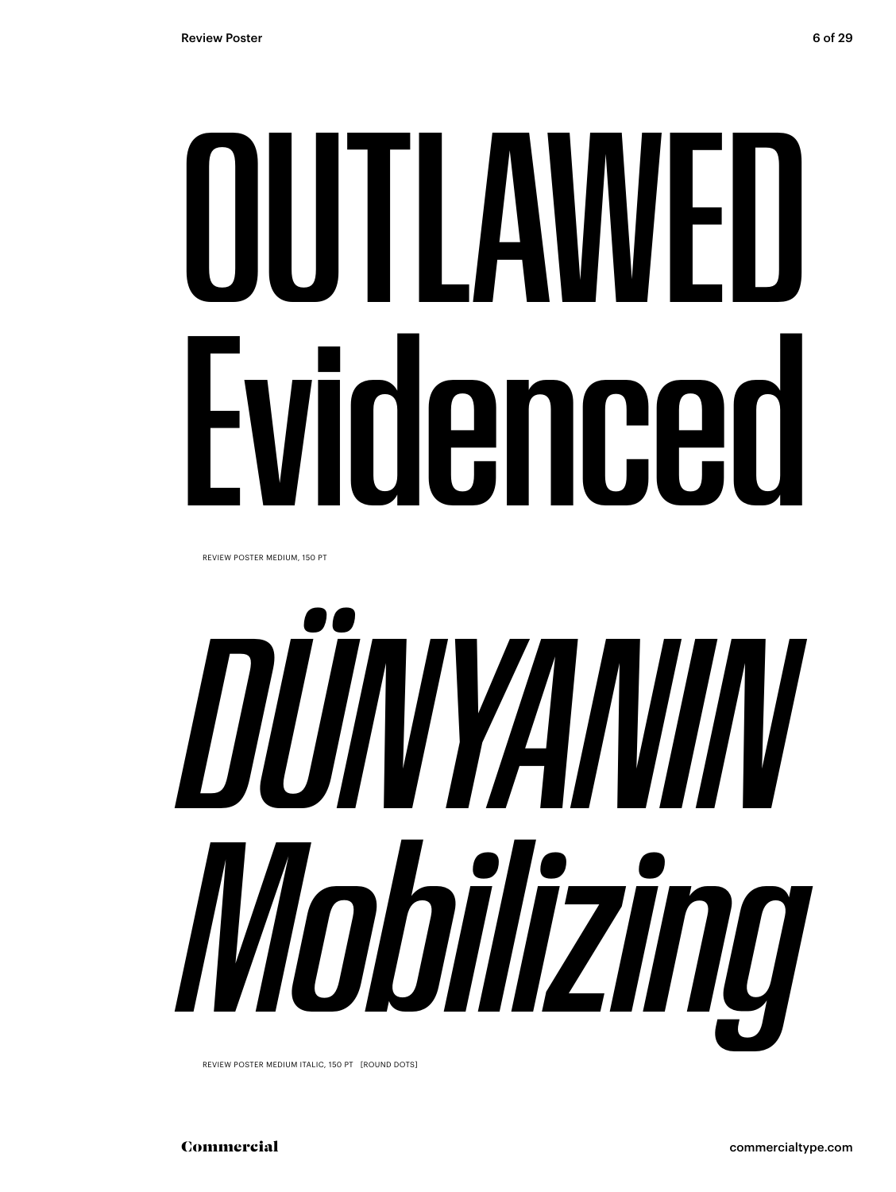OUTLAWED
Evidenced

REVIEW POSTER MEDIUM, 150 PT

*DÜNYANIN*
*Mobilizing*

REVIEW POSTER MEDIUM ITALIC, 150 PT [ROUND DOTS]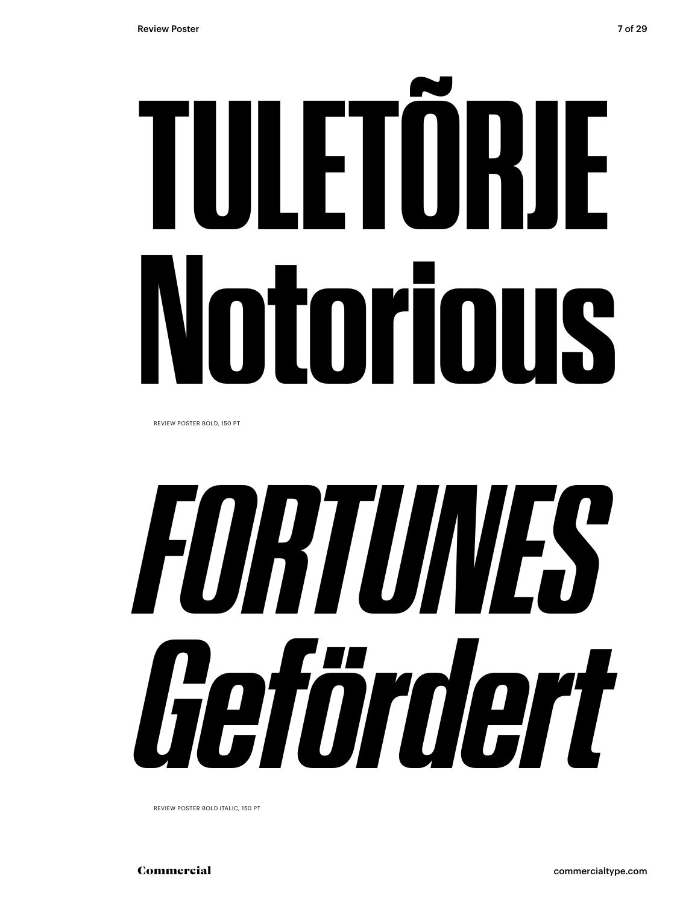TULETÕRJE
Notorious

REVIEW POSTER BOLD, 150 PT

*FORTUNES*
*Gefördert*

REVIEW POSTER BOLD ITALIC, 150 PT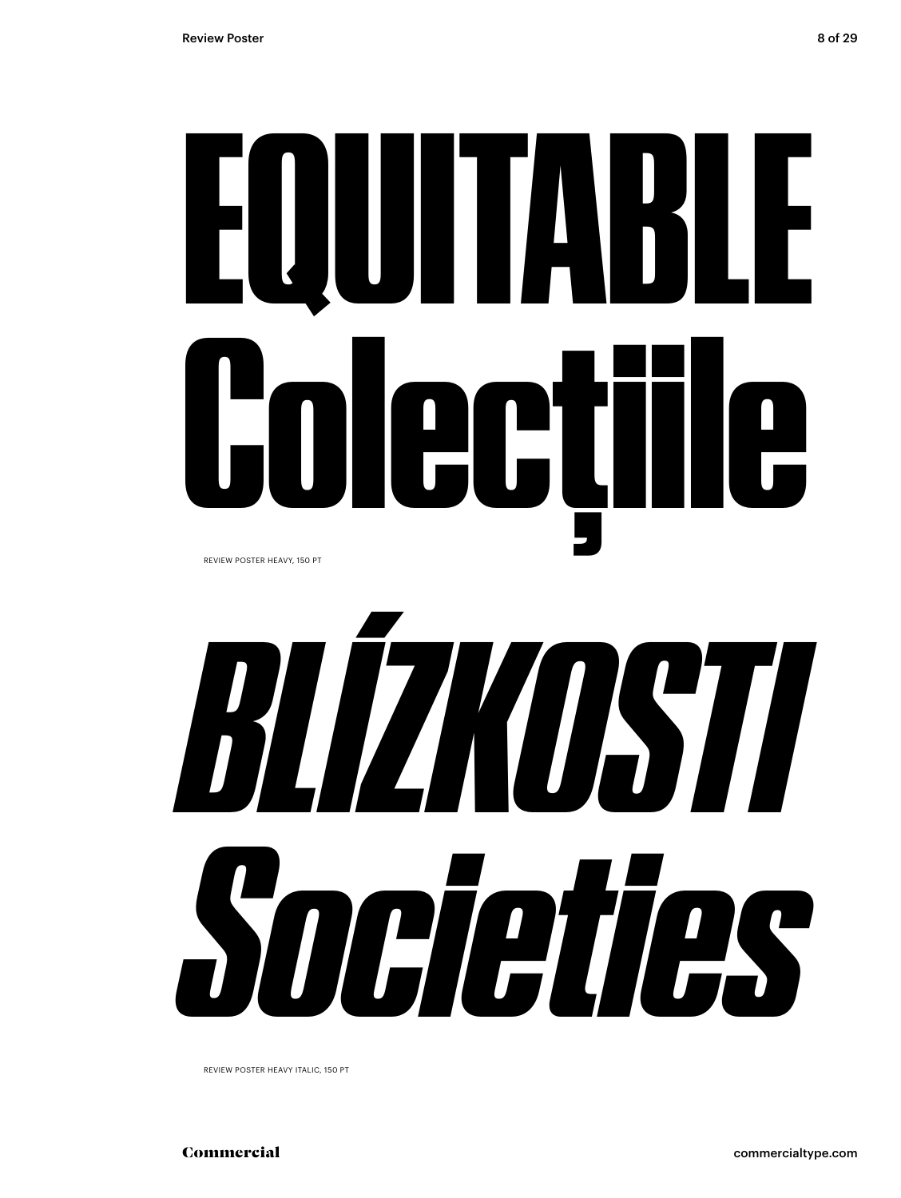EQUITABLE
Colecțiile

REVIEW POSTER HEAVY, 150 PT

*BLÍZKOSTI*
*Societies*

REVIEW POSTER HEAVY ITALIC, 150 PT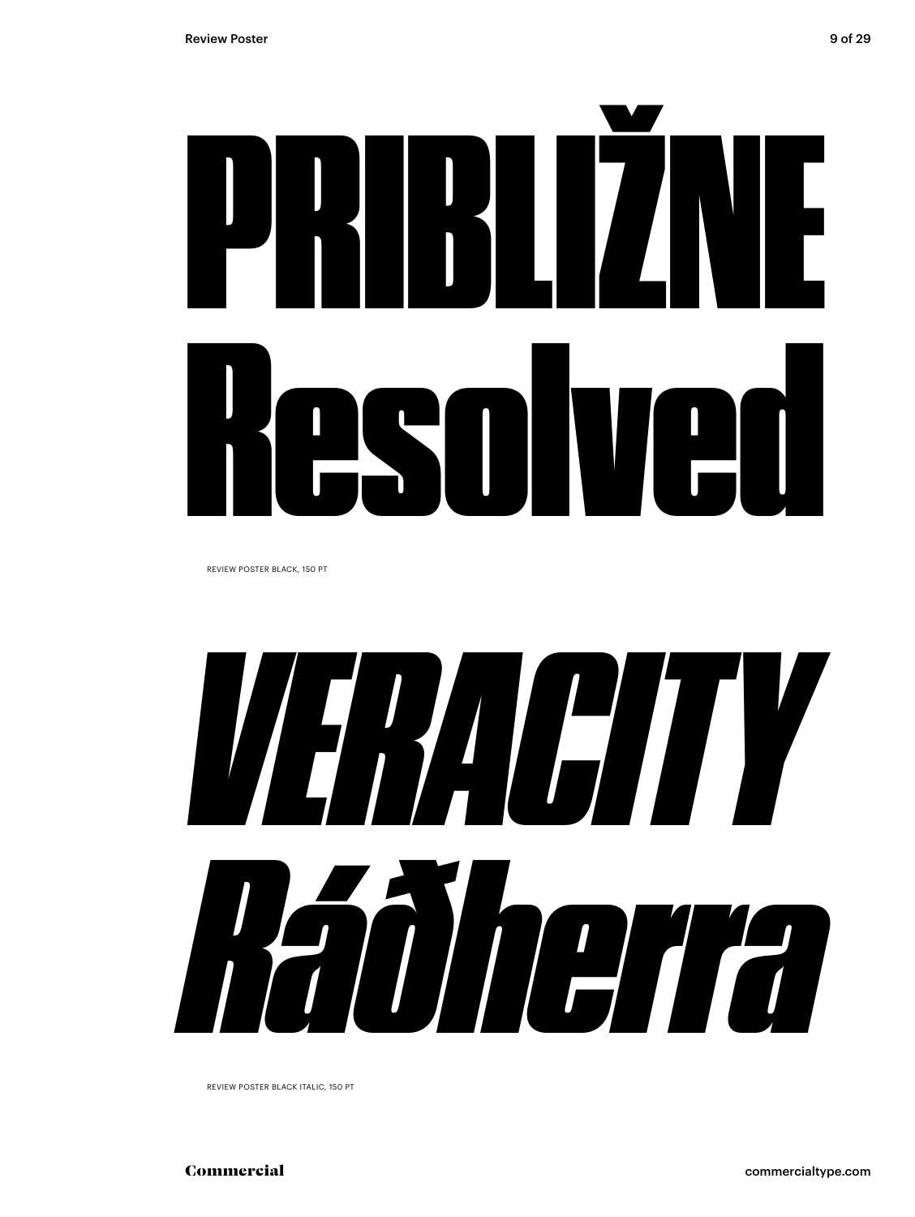# PRIBLIŽNE Resolved

REVIEW POSTER BLACK, 150 PT

# *VERACITY Ráðherra*

REVIEW POSTER BLACK ITALIC, 150 PT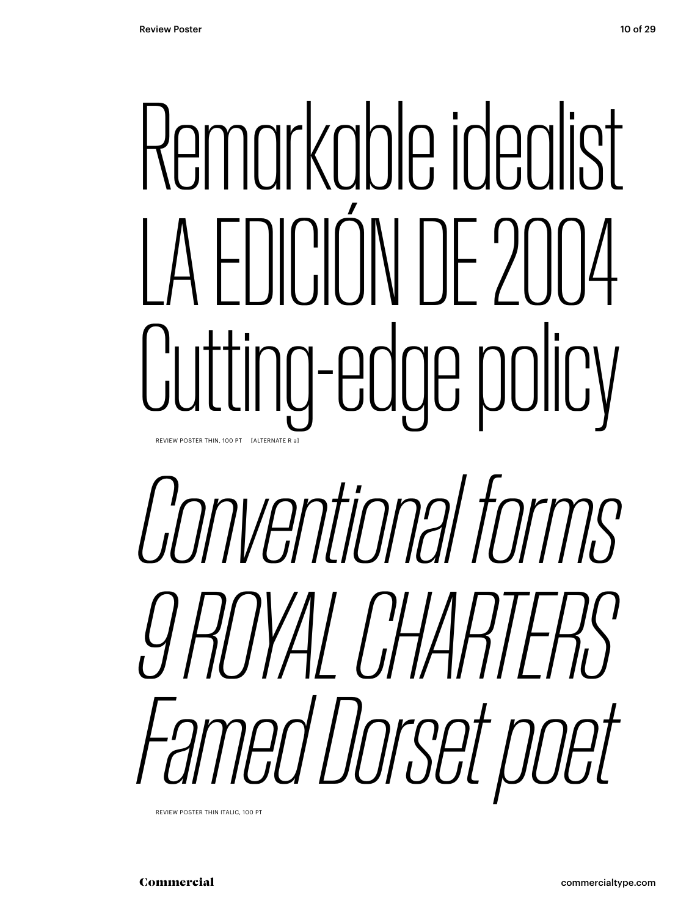Remarkable idealist
LA EDICIÓN DE 2004
Cutting-edge policy

REVIEW POSTER THIN, 100 PT [ALTERNATE R a]

*Conventional forms*
*9 ROYAL CHARTERS*
*Famed Dorset poet*

REVIEW POSTER THIN ITALIC, 100 PT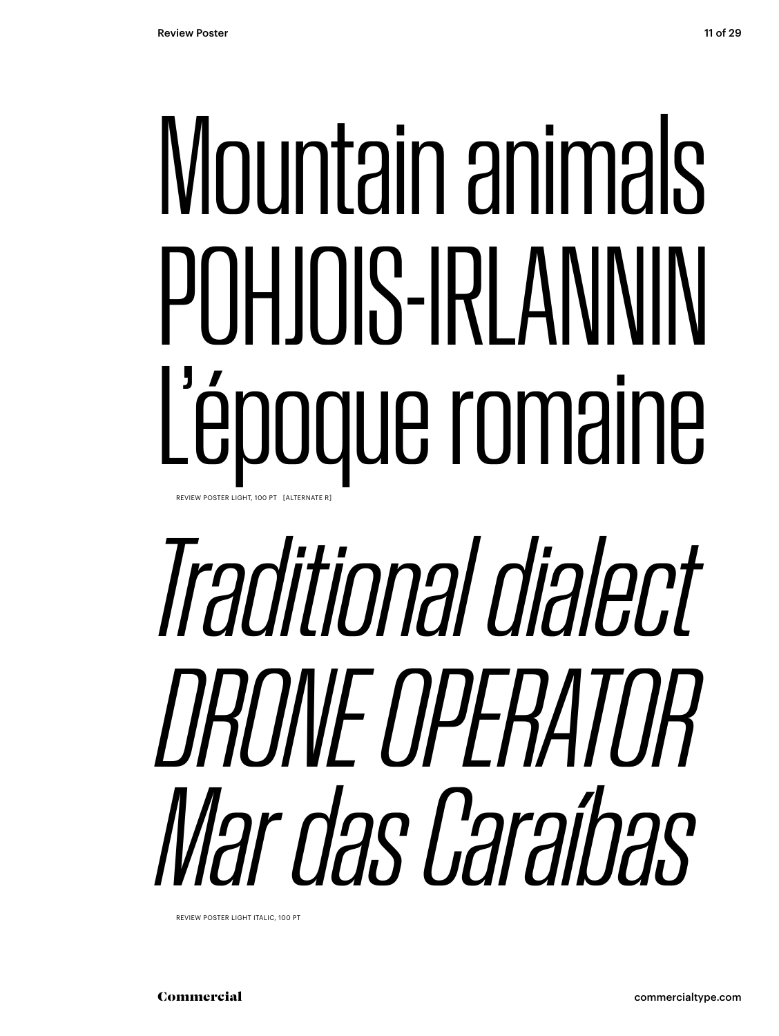Mountain animals
POHJOIS-IRLANNIN
L’époque romaine

REVIEW POSTER LIGHT, 100 PT [ALTERNATE R]

*Traditional dialect*
*DRONE OPERATOR*
*Mar das Caraíbas*

REVIEW POSTER LIGHT ITALIC, 100 PT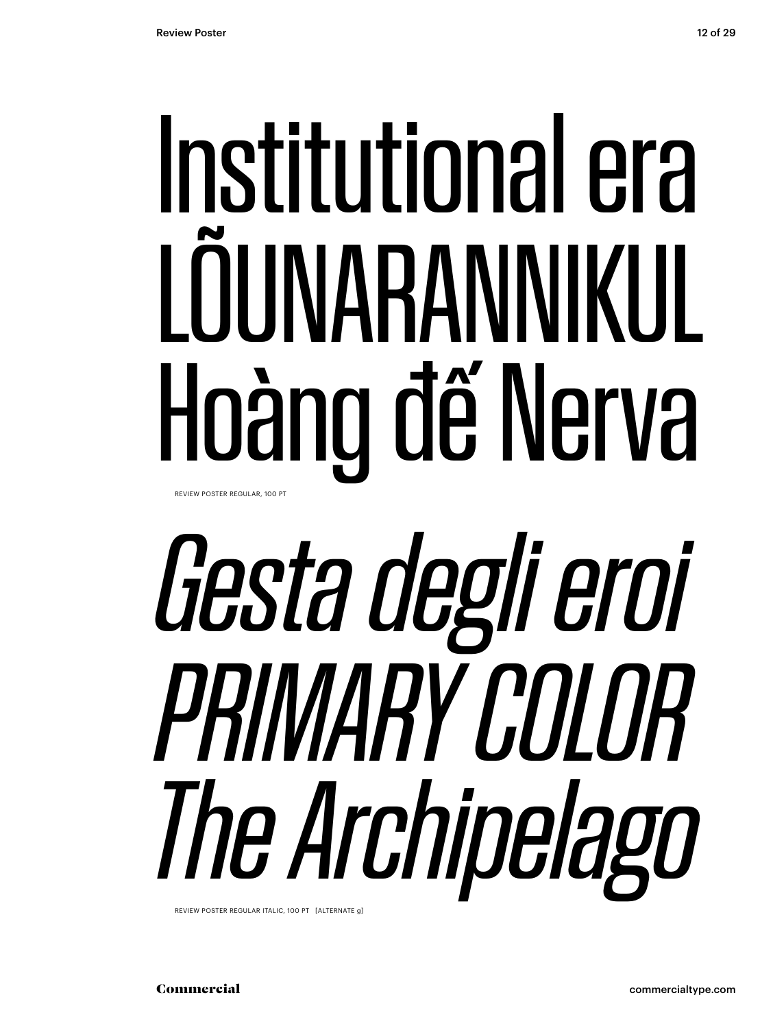# Institutional era LÕUNARANNIKUL Hoàng đế Nerva

REVIEW POSTER REGULAR, 100 PT

# *Gesta degli eroi PRIMARY COLOR The Archipelago*

REVIEW POSTER REGULAR ITALIC, 100 PT [ALTERNATE g]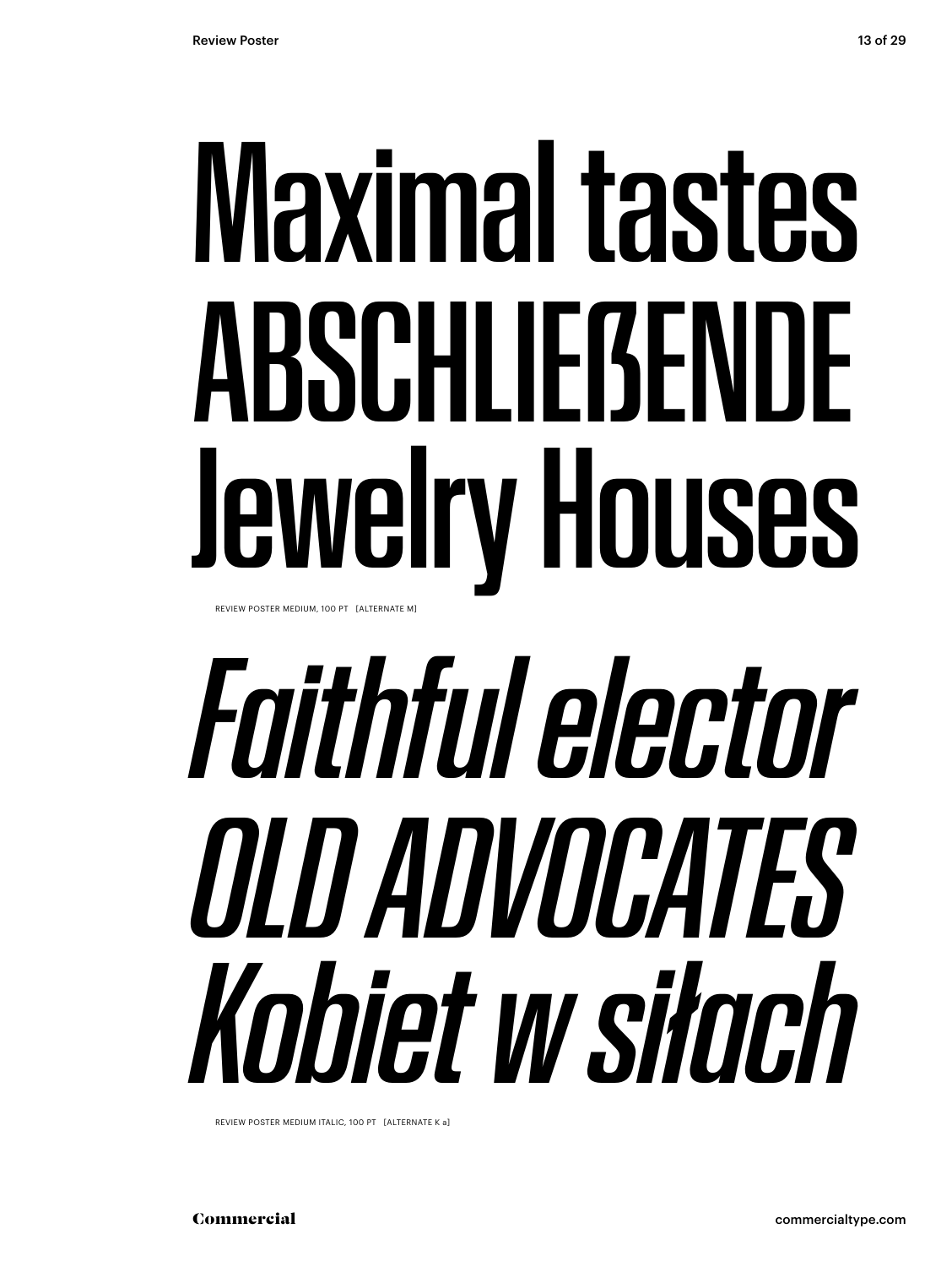Maximal tastes
ABSCHLIEẞENDE
Jewelry Houses

REVIEW POSTER MEDIUM, 100 PT [ALTERNATE M]

*Faithful elector*
*OLD ADVOCATES*
*Kobiet w siłach*

REVIEW POSTER MEDIUM ITALIC, 100 PT [ALTERNATE K a]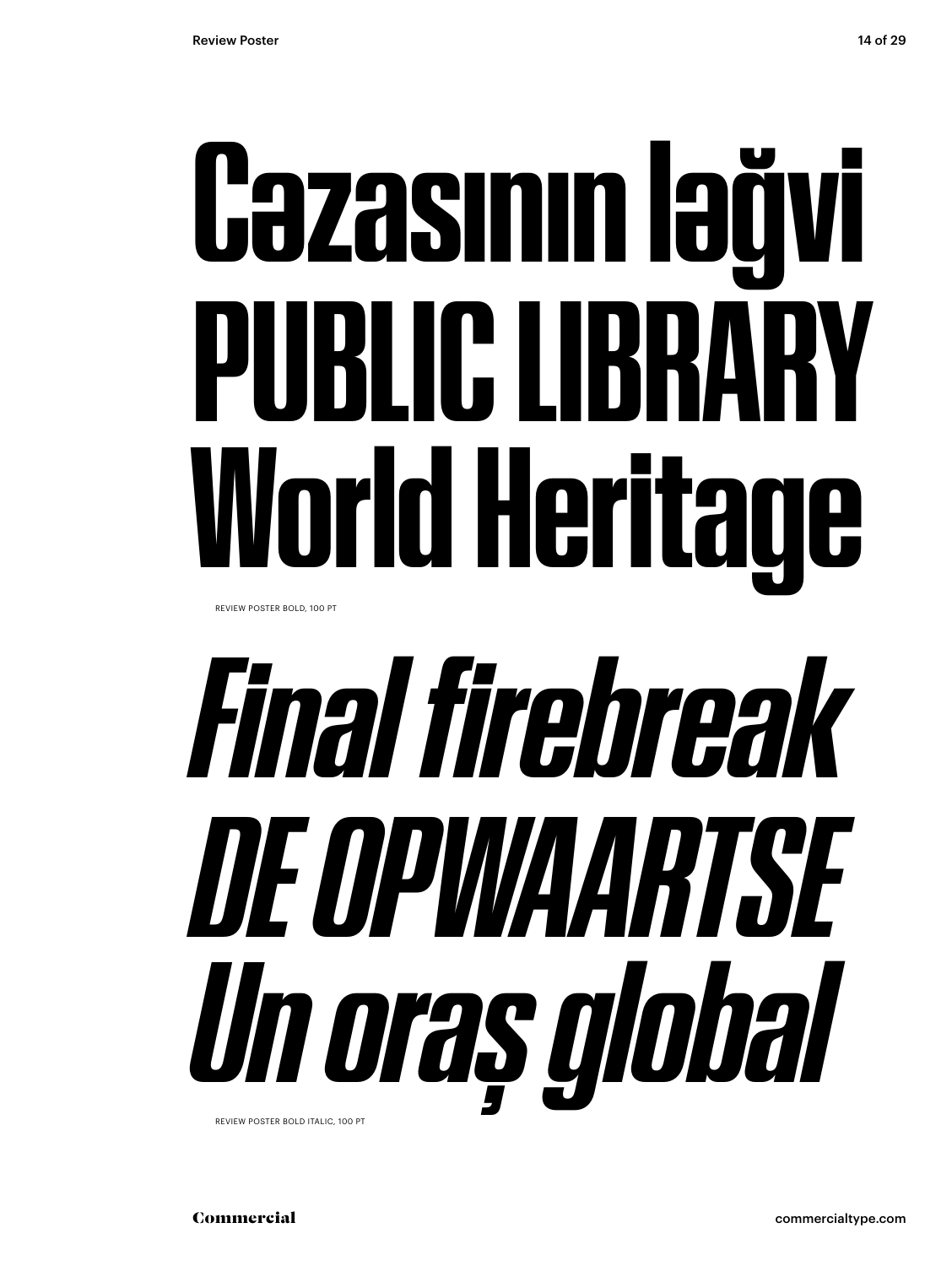# Cəzasının ləğvi PUBLIC LIBRARY World Heritage

REVIEW POSTER BOLD, 100 PT

# *Final firebreak DE OPWAARTSE Un oraș global*

REVIEW POSTER BOLD ITALIC, 100 PT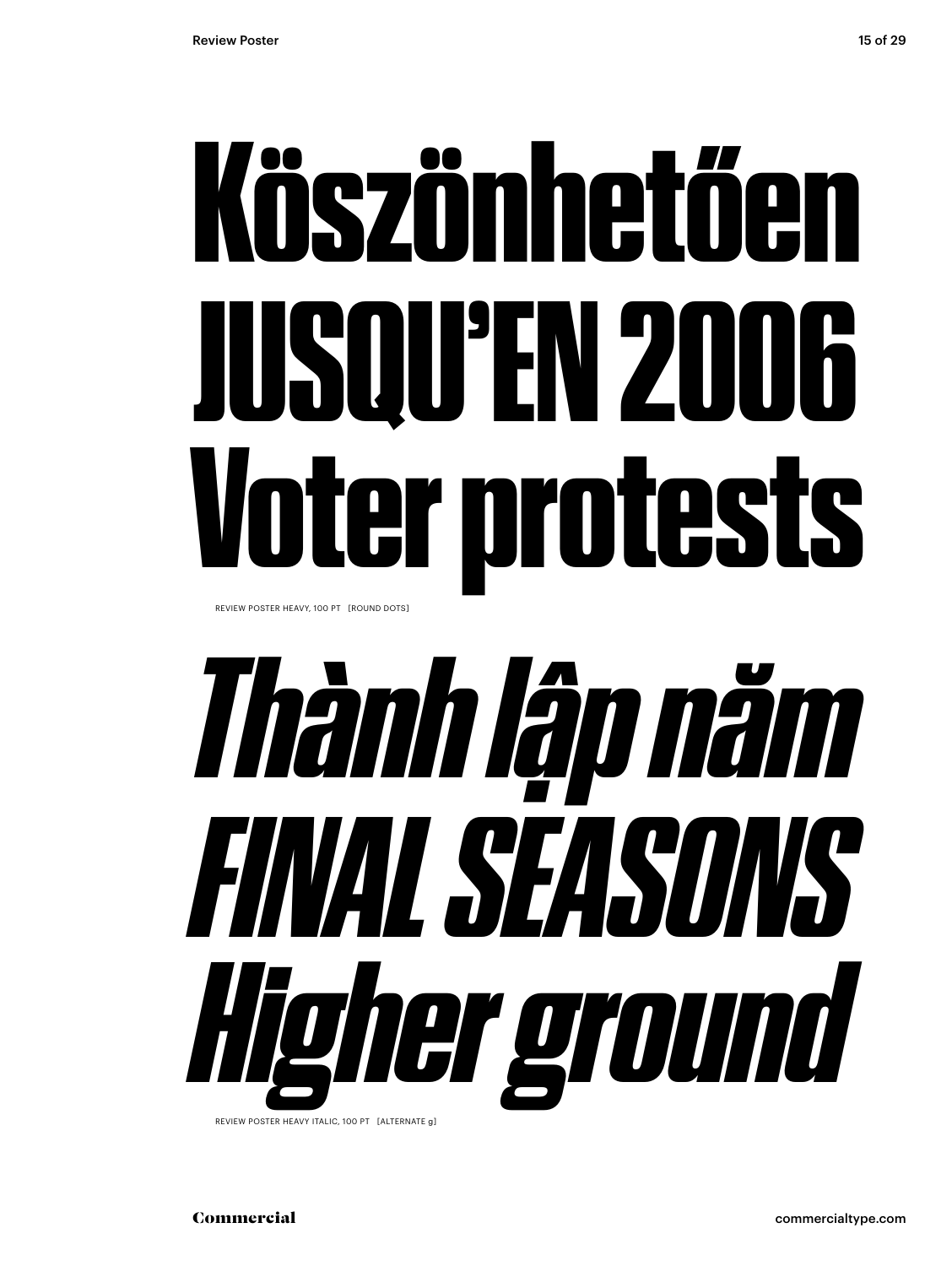# Köszönhetően
# JUSQU'EN 2006
# Voter protests

REVIEW POSTER HEAVY, 100 PT [ROUND DOTS]

# *Thành lập năm*
# *FINAL SEASONS*
# *Higher ground*

REVIEW POSTER HEAVY ITALIC, 100 PT [ALTERNATE g]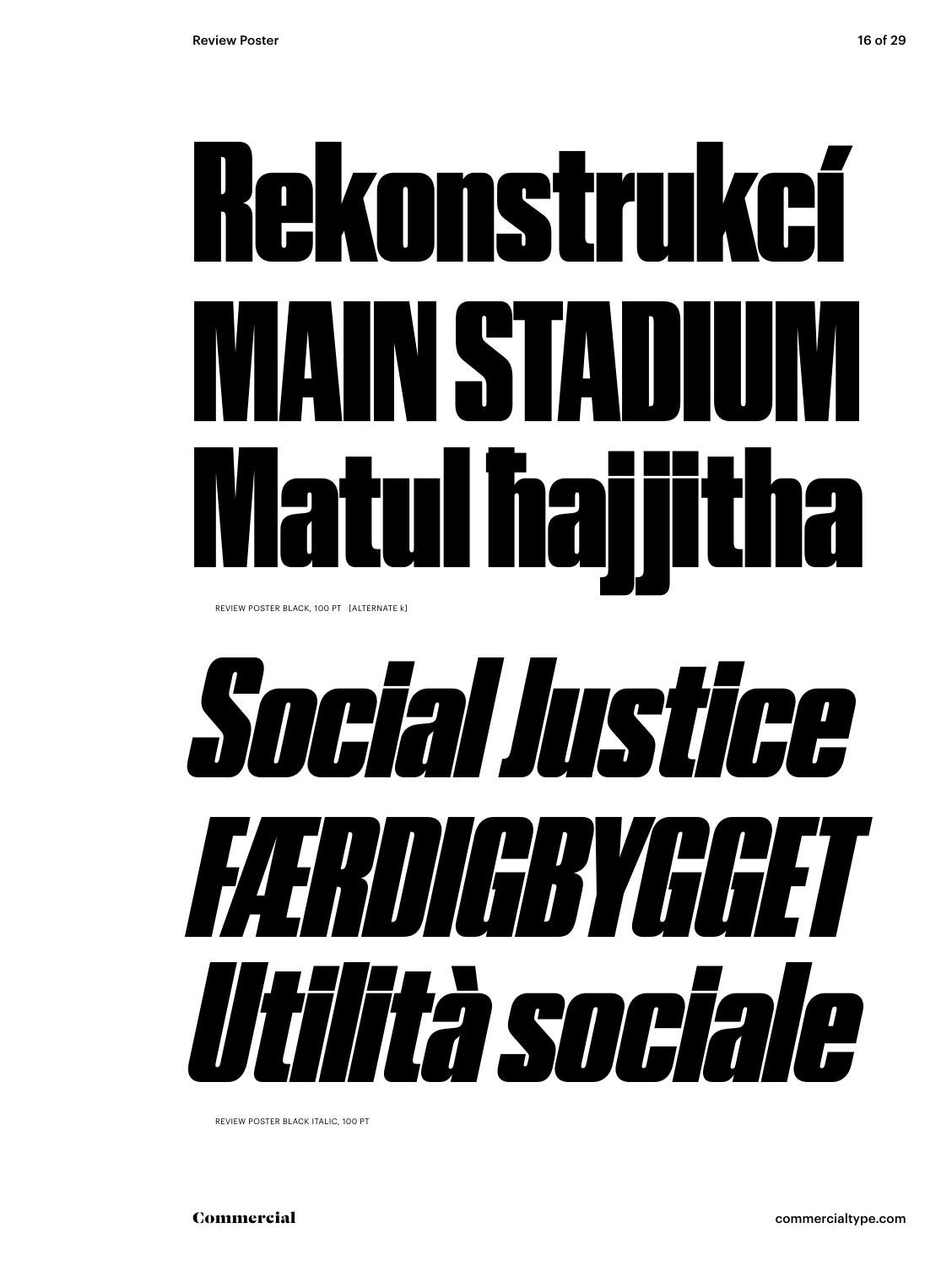# Rekonstrukcí
# MAIN STADIUM
# Matul ħajjitha

REVIEW POSTER BLACK, 100 PT [ALTERNATE k]

# *Social Justice*
# *FÆRDIGBYGGET*
# *Utilità sociale*

REVIEW POSTER BLACK ITALIC, 100 PT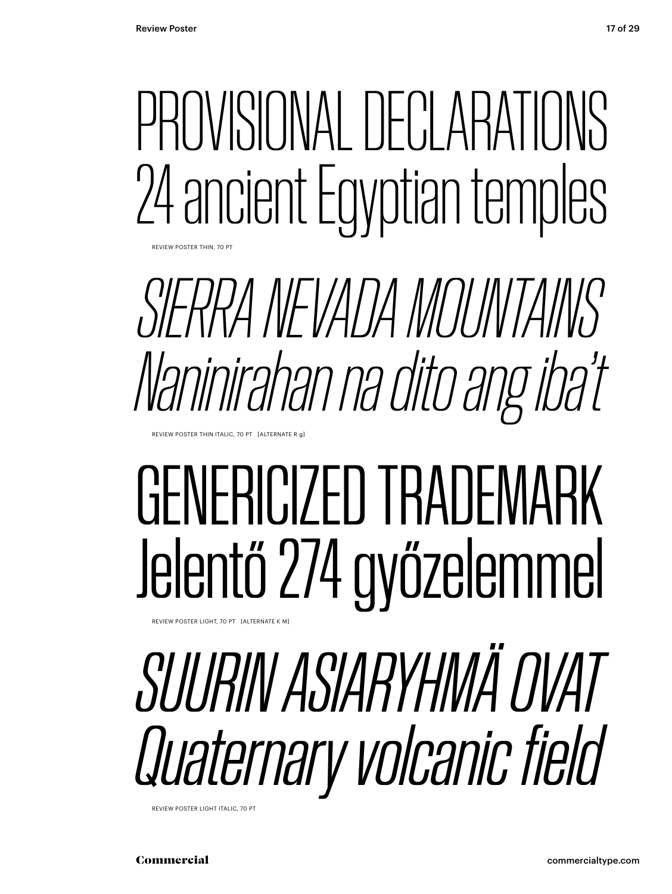PROVISIONAL DECLARATIONS
24 ancient Egyptian temples

REVIEW POSTER THIN, 70 PT

*SIERRA NEVADA MOUNTAINS*
*Naninirahan na dito ang iba't*

REVIEW POSTER THIN ITALIC, 70 PT [ALTERNATE R g]

GENERICIZED TRADEMARK
Jelentő 274 győzelemmel

REVIEW POSTER LIGHT, 70 PT [ALTERNATE K M]

*SUURIN ASIARYHMÄ OVAT*
*Quaternary volcanic field*

REVIEW POSTER LIGHT ITALIC, 70 PT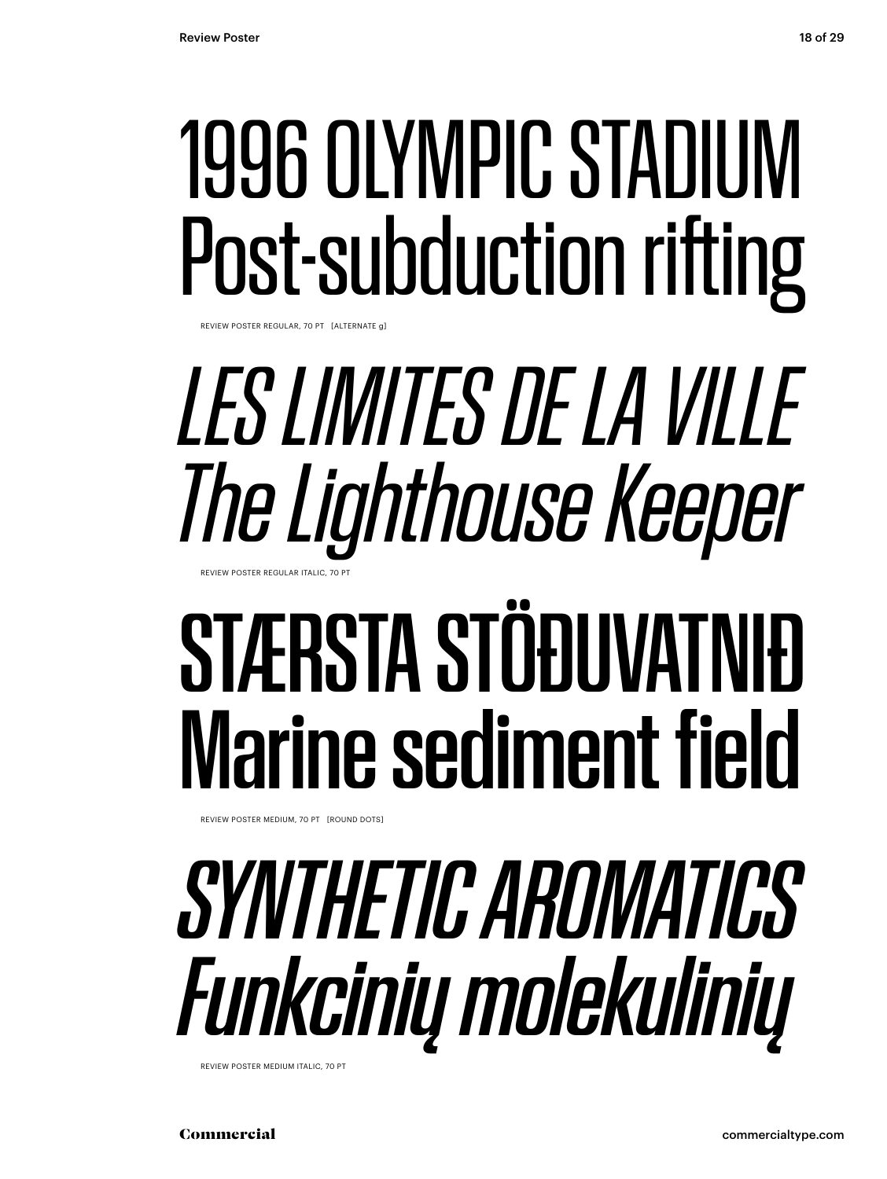1996 OLYMPIC STADIUM
Post-subduction rifting

REVIEW POSTER REGULAR, 70 PT [ALTERNATE g]

*LES LIMITES DE LA VILLE*
*The Lighthouse Keeper*

REVIEW POSTER REGULAR ITALIC, 70 PT

STÆRSTA STÖÐUVATNIÐ
Marine sediment field

REVIEW POSTER MEDIUM, 70 PT [ROUND DOTS]

*SYNTHETIC AROMATICS*
*Funkcinių molekulinių*

REVIEW POSTER MEDIUM ITALIC, 70 PT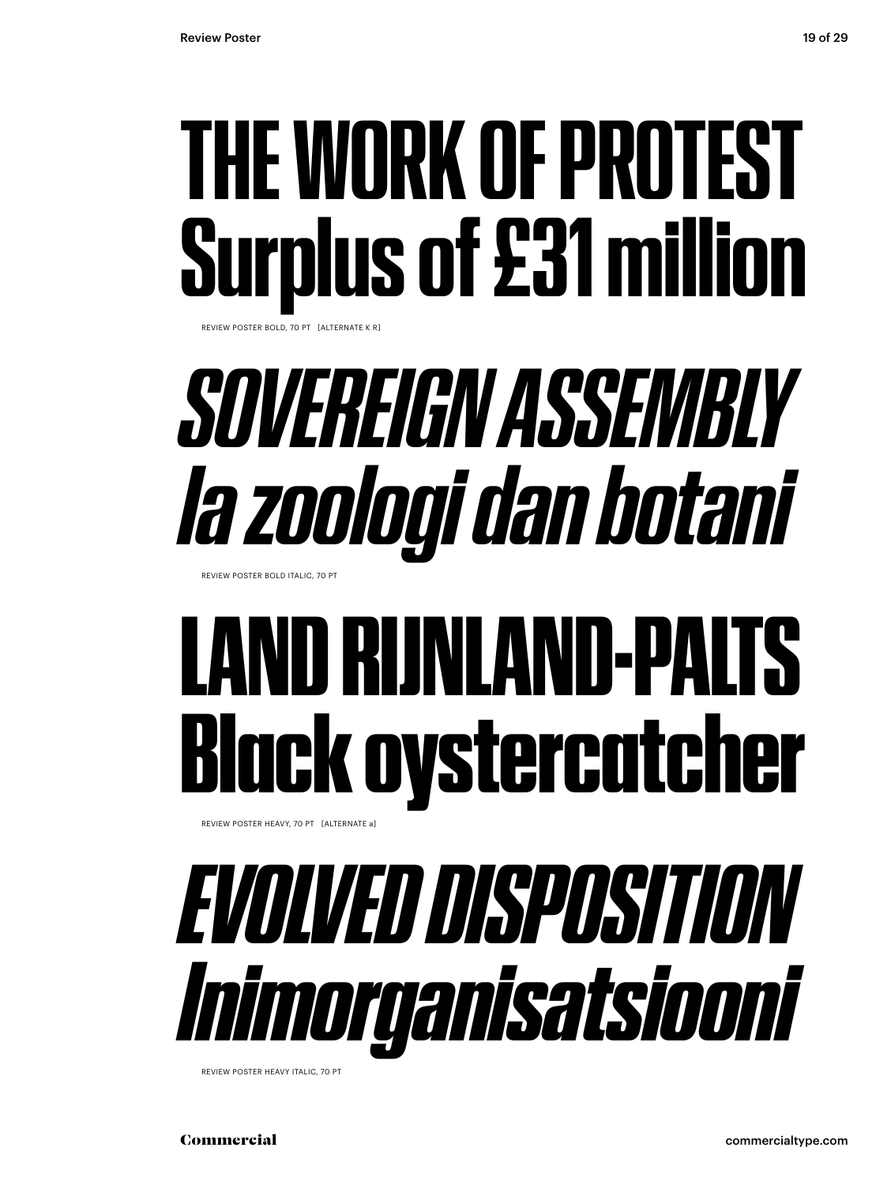# THE WORK OF PROTEST
# Surplus of £31 million

REVIEW POSTER BOLD, 70 PT [ALTERNATE K R]

# *SOVEREIGN ASSEMBLY*
# *la zoologi dan botani*

REVIEW POSTER BOLD ITALIC, 70 PT

# LAND RIJNLAND-PALTS
# Black oystercatcher

REVIEW POSTER HEAVY, 70 PT [ALTERNATE a]

# *EVOLVED DISPOSITION*
# *Inimorganisatsiooni*

REVIEW POSTER HEAVY ITALIC, 70 PT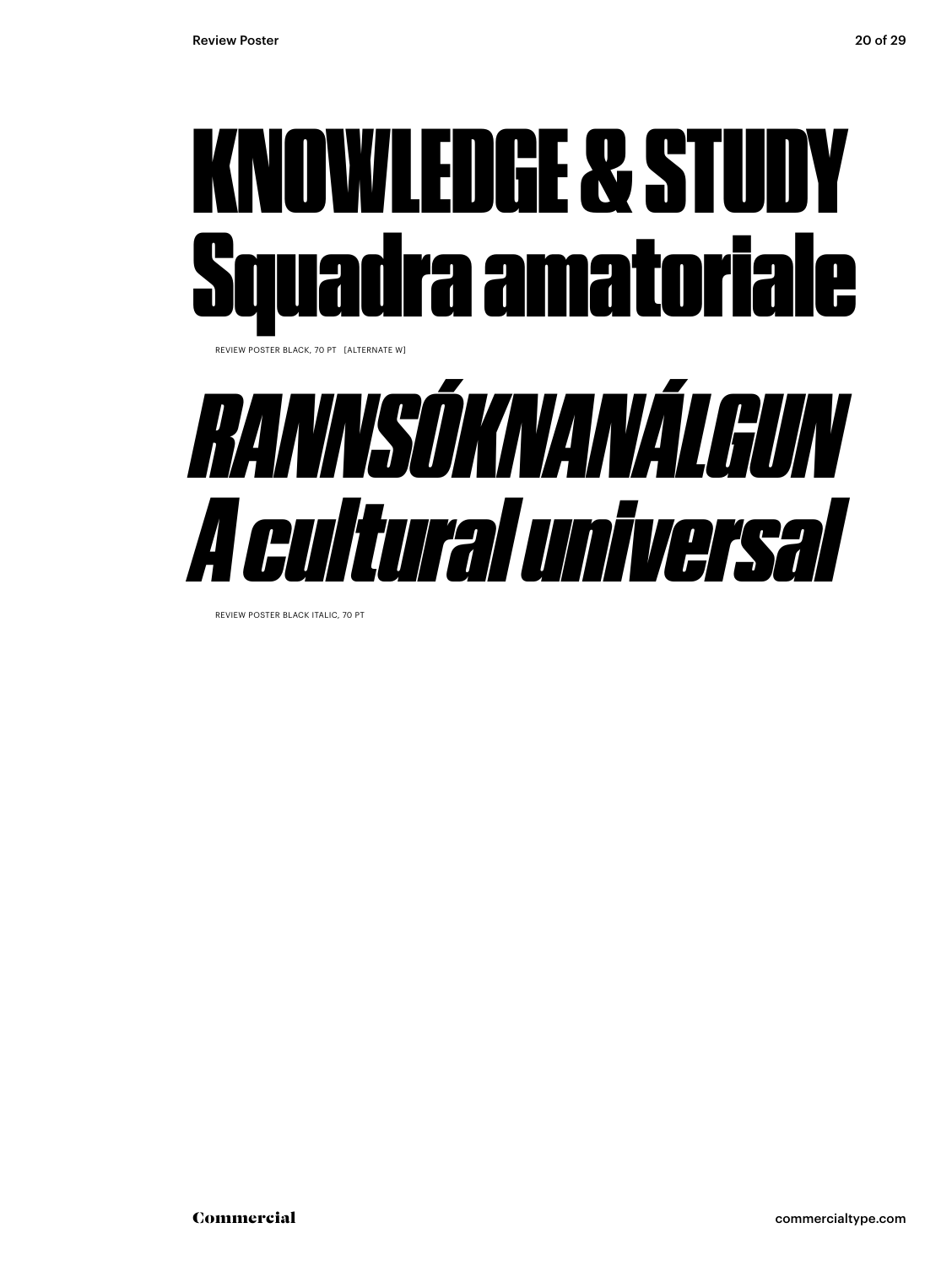# KNOWLEDGE & STUDY
# Squadra amatoriale

REVIEW POSTER BLACK, 70 PT [ALTERNATE W]

# *RANNSÓKNANÁLGUN*
# *A cultural universal*

REVIEW POSTER BLACK ITALIC, 70 PT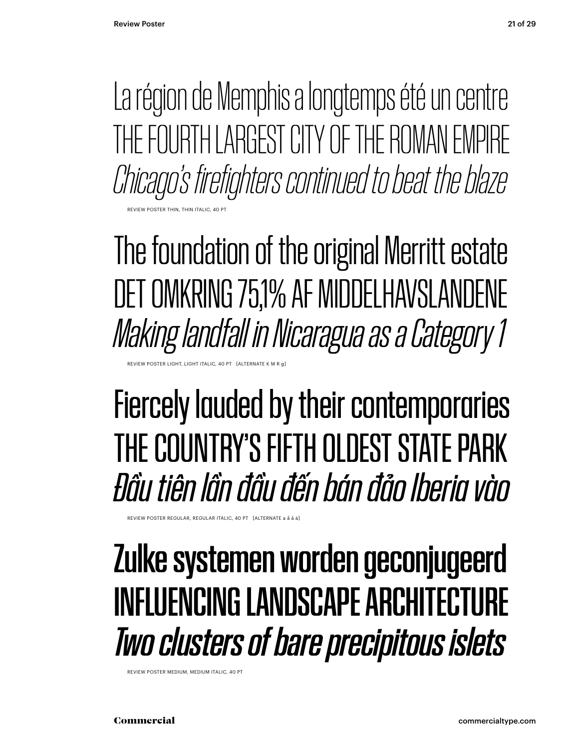La région de Memphis a longtemps été un centre
THE FOURTH LARGEST CITY OF THE ROMAN EMPIRE
*Chicago's firefighters continued to beat the blaze*

REVIEW POSTER THIN, THIN ITALIC, 40 PT

The foundation of the original Merritt estate
DET OMKRING 75,1% AF MIDDELHAVSLANDENE
*Making landfall in Nicaragua as a Category 1*

REVIEW POSTER LIGHT, LIGHT ITALIC, 40 PT [ALTERNATE K M R g]

Fiercely lauded by their contemporaries
THE COUNTRY'S FIFTH OLDEST STATE PARK
*Đầu tiên lần đầu đến bán đảo Iberia vào*

REVIEW POSTER REGULAR, REGULAR ITALIC, 40 PT [ALTERNATE a ấ ả à]

Zulke systemen worden geconjugeerd
INFLUENCING LANDSCAPE ARCHITECTURE
*Two clusters of bare precipitous islets*

REVIEW POSTER MEDIUM, MEDIUM ITALIC, 40 PT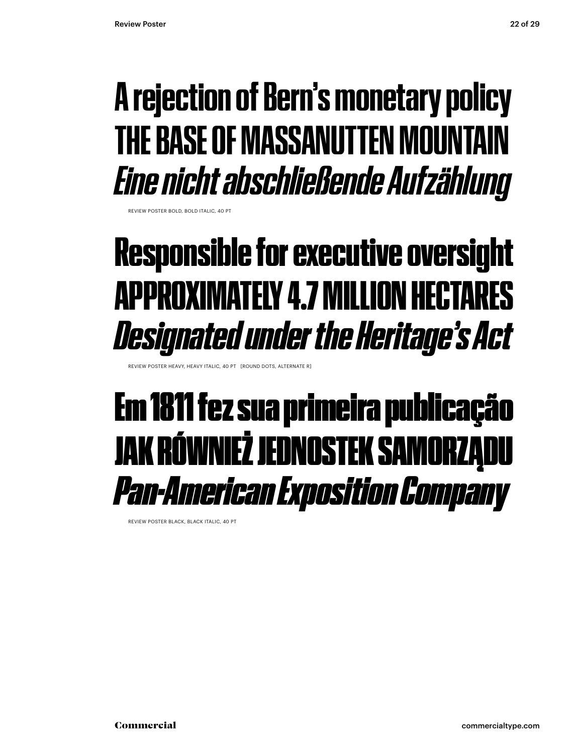A rejection of Bern’s monetary policy

THE BASE OF MASSANUTTEN MOUNTAIN

*Eine nicht abschließende Aufzählung*

REVIEW POSTER BOLD, BOLD ITALIC, 40 PT

Responsible for executive oversight

APPROXIMATELY 4.7 MILLION HECTARES

*Designated under the Heritage’s Act*

REVIEW POSTER HEAVY, HEAVY ITALIC, 40 PT [ROUND DOTS, ALTERNATE R]

Em 1811 fez sua primeira publicação

JAK RÓWNIEŻ JEDNOSTEK SAMORZĄDU

*Pan-American Exposition Company*

REVIEW POSTER BLACK, BLACK ITALIC, 40 PT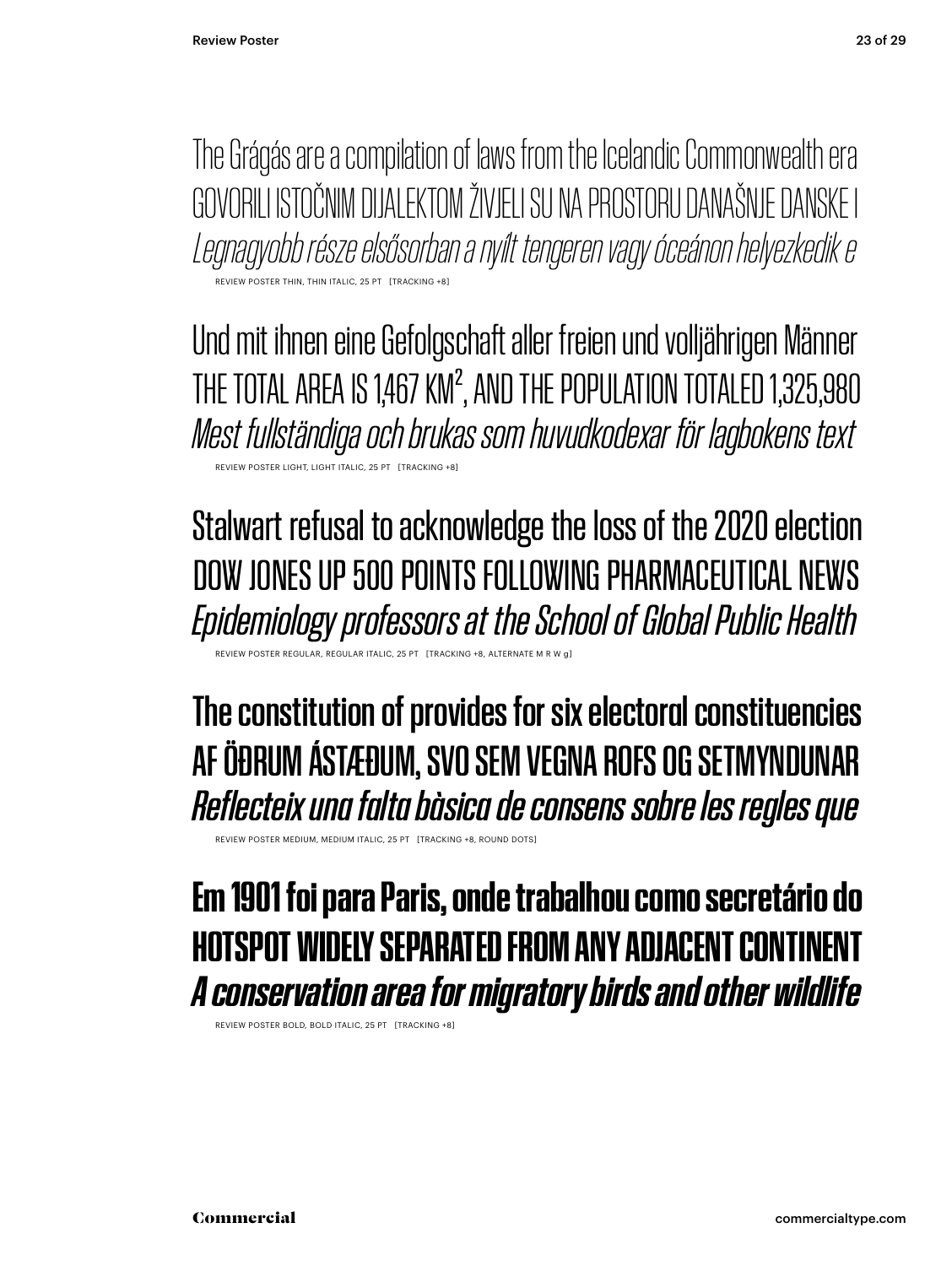The Grágás are a compilation of laws from the Icelandic Commonwealth era
GOVORILI ISTOČNIM DIJALEKTOM ŽIVJELI SU NA PROSTORU DANAŠNJE DANSKE I
*Legnagyobb része elsősorban a nyílt tengeren vagy óceánon helyezkedik e*

REVIEW POSTER THIN, THIN ITALIC, 25 PT [TRACKING +8]

Und mit ihnen eine Gefolgschaft aller freien und volljährigen Männer
THE TOTAL AREA IS 1,467 KM², AND THE POPULATION TOTALED 1,325,980
*Mest fullständiga och brukas som huvudkodexar för lagbokens text*

REVIEW POSTER LIGHT, LIGHT ITALIC, 25 PT [TRACKING +8]

Stalwart refusal to acknowledge the loss of the 2020 election
DOW JONES UP 500 POINTS FOLLOWING PHARMACEUTICAL NEWS
*Epidemiology professors at the School of Global Public Health*

REVIEW POSTER REGULAR, REGULAR ITALIC, 25 PT [TRACKING +8, ALTERNATE M R W g]

The constitution of provides for six electoral constituencies
AF ÖÐRUM ÁSTÆÐUM, SVO SEM VEGNA ROFS OG SETMYNDUNAR
*Reflecteix una falta bàsica de consens sobre les regles que*

REVIEW POSTER MEDIUM, MEDIUM ITALIC, 25 PT [TRACKING +8, ROUND DOTS]

**Em 1901 foi para Paris, onde trabalhou como secretário do**
**HOTSPOT WIDELY SEPARATED FROM ANY ADJACENT CONTINENT**
***A conservation area for migratory birds and other wildlife***

REVIEW POSTER BOLD, BOLD ITALIC, 25 PT [TRACKING +8]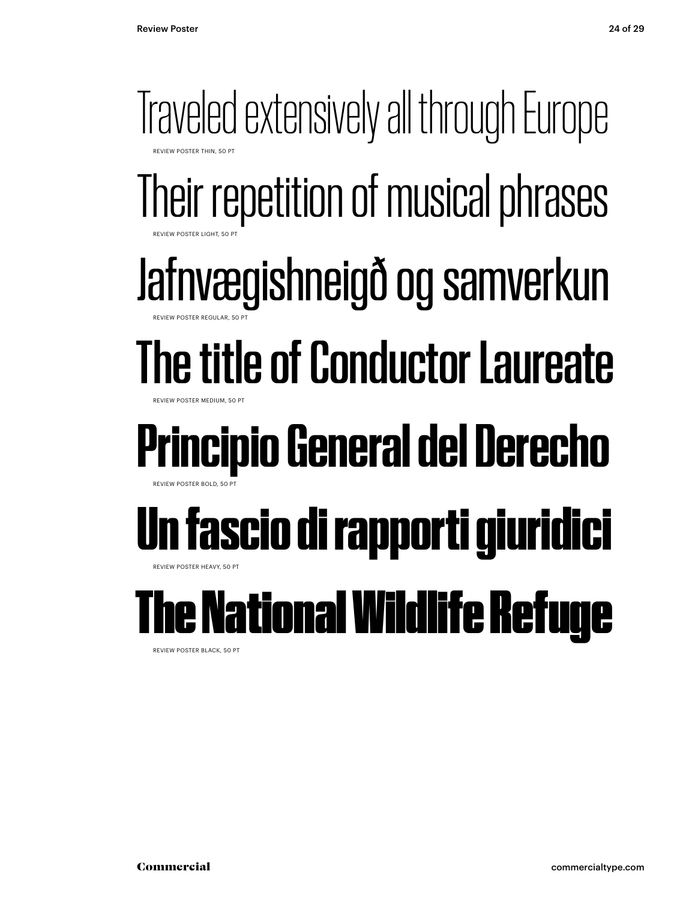Traveled extensively all through Europe

REVIEW POSTER THIN, 50 PT

Their repetition of musical phrases

REVIEW POSTER LIGHT, 50 PT

Jafnvægishneigð og samverkun

REVIEW POSTER REGULAR, 50 PT

The title of Conductor Laureate

REVIEW POSTER MEDIUM, 50 PT

**Principio General del Derecho**

REVIEW POSTER BOLD, 50 PT

**Un fascio di rapporti giuridici**

REVIEW POSTER HEAVY, 50 PT

**The National Wildlife Refuge**

REVIEW POSTER BLACK, 50 PT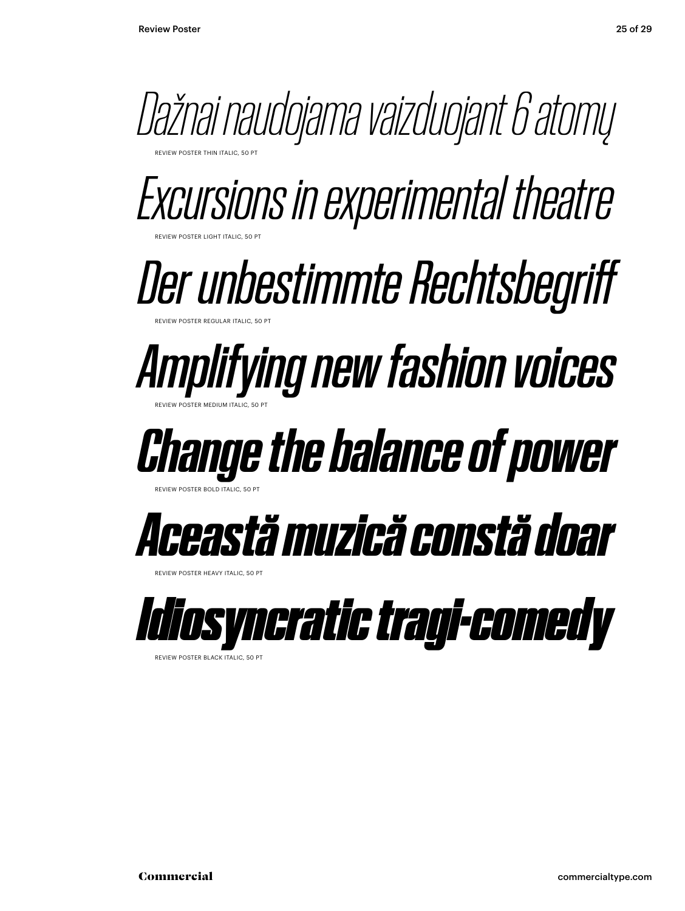*Dažnai naudojama vaizduojant 6 atomų*

REVIEW POSTER THIN ITALIC, 50 PT

*Excursions in experimental theatre*

REVIEW POSTER LIGHT ITALIC, 50 PT

*Der unbestimmte Rechtsbegriff*

REVIEW POSTER REGULAR ITALIC, 50 PT

*Amplifying new fashion voices*

REVIEW POSTER MEDIUM ITALIC, 50 PT

***Change the balance of power***

REVIEW POSTER BOLD ITALIC, 50 PT

***Această muzică constă doar***

REVIEW POSTER HEAVY ITALIC, 50 PT

***Idiosyncratic tragi-comedy***

REVIEW POSTER BLACK ITALIC, 50 PT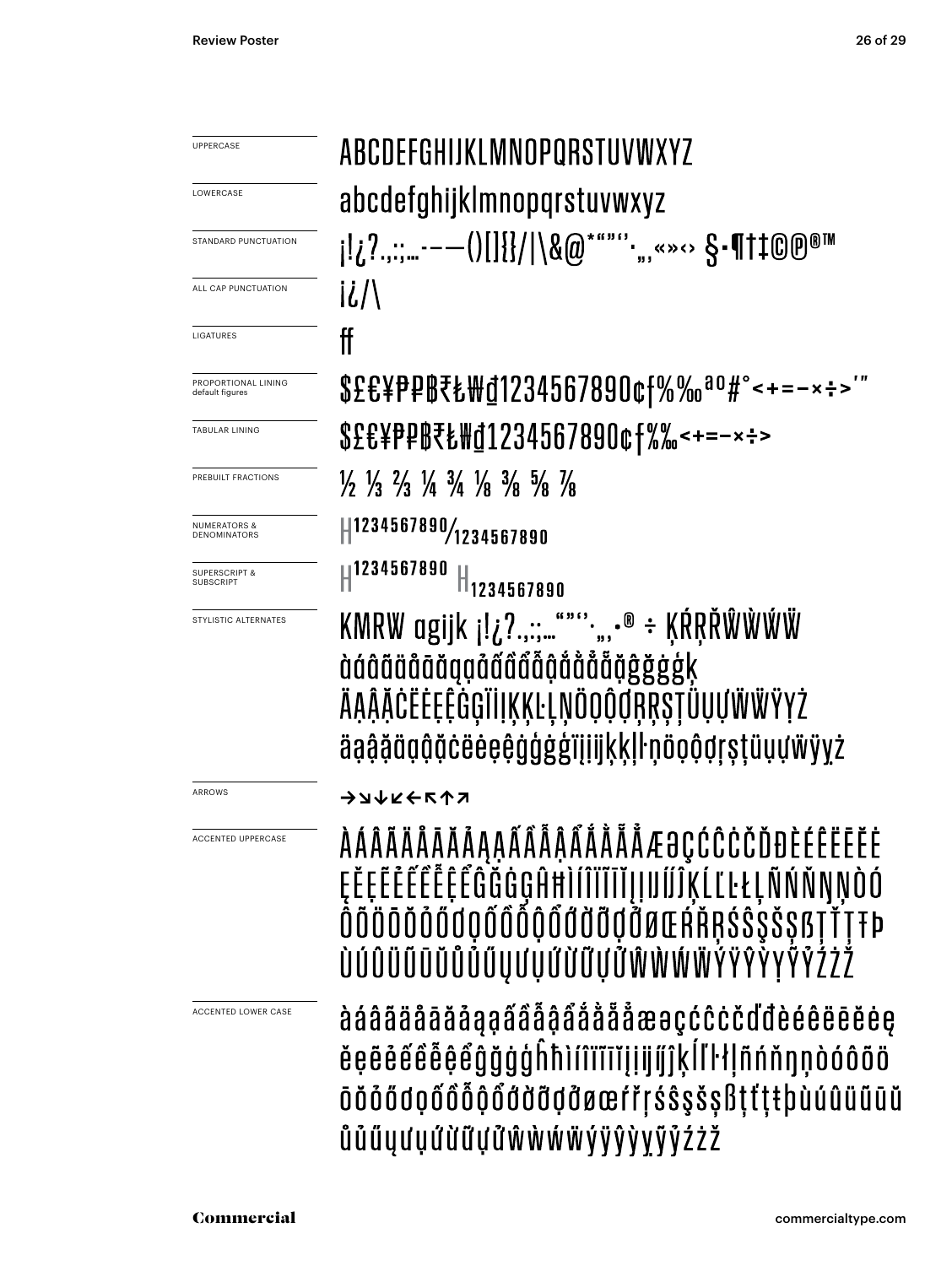| | |
|---|---|
| UPPERCASE | ABCDEFGHIJKLMNOPQRSTUVWXYZ |
| LOWERCASE | abcdefghijklmnopqrstuvwxyz |
| STANDARD PUNCTUATION | ¡!¿?.,:;…-–—()[]{}/\|\&@*"""''·„‚«»‹› §·¶†‡©℗®™ |
| ALL CAP PUNCTUATION | ¡¿/\ |
| LIGATURES | ff |
| PROPORTIONAL LINING default figures | $£€¥₱₽₿₹₺₩₫1234567890¢ƒ%‰ªº#°<+=−×÷>′″ |
| TABULAR LINING | $£€¥₱₽₿₹₺₩₫1234567890¢ƒ%‰<+=−×÷> |
| PREBUILT FRACTIONS | ½ ⅓ ⅔ ¼ ¾ ⅛ ⅜ ⅝ ⅞ |
| NUMERATORS & DENOMINATORS | H1234567890⁄1234567890 |
| SUPERSCRIPT & SUBSCRIPT | H1234567890 H1234567890 |
| STYLISTIC ALTERNATES | KMRW agijk ¡!¿?.,:;…"""''·„‚•® ÷ ĶŔŖŘŴẀẂẄ àáâãäåāăąǫảấầẩẫậắằẳẵặğĝġģķ ÄĄÂĀĊËĖĘĚĠĢÏİĮĶĶĿĻŅÖỌÔỌƠŖŖŞŢÜỤỤƯẄŸỴŻ äąâăäąâăċëėeęĝġģġïįijķķļŀņöọôọơŗşţüụưẅÿỵż |
| ARROWS | →↘↓↙←↖↑↗ |
| ACCENTED UPPERCASE | ÀÁÂÃÄÅĀĂẢĄẠẤẦẪẬẨẮẰẴẶẲÆƏÇĆĈĊČĎĐÈÉÊËĒĔĖ ĘĚẸẼẺẾỀỄỆỂĜĞĠĢĤĦÌÍÎÏĨĪĬĮỊIJĴĶĹĽĿŁĻÑŃŇŊŅÒÓ ÔÕÖŌŎỎŐƠỌỐỒỖỘỔỚỜỠỢỞØŒŔŘŖŚŜŞŠȘẞŤŢȚŦÞ ÙÚÛÜŨŪŬŮỦŰŲƯỤỨỪỮỰỬŴẀẂẄÝŸŶỲỴỸỶŹŻŽ |
| ACCENTED LOWER CASE | àáâãäåāăảąạấầẫậẩắằẵặẳæəçćĉċčďđèéêëēĕėę ěẹẽẻếềễệểĝğġģĥħìíîïĩīĭįịijĵķĺľŀłļñńňŋņòóôõö ōŏỏőơọốồỗộổớờỡợởøœŕřŗśŝşšșßťţțŧþùúûüũūŭ ůủűųưụứừữựửŵẁẃẅýÿŷỳỵỹỷźżž |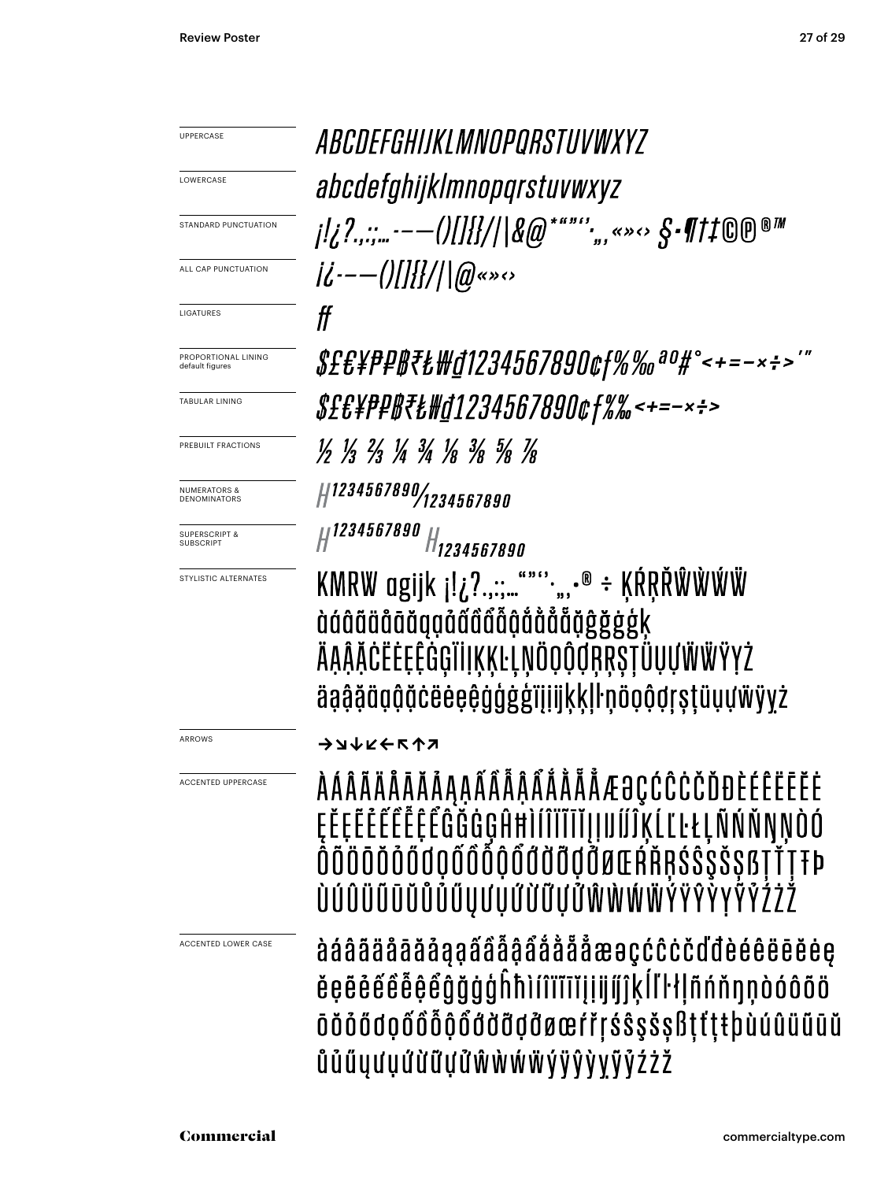UPPERCASE
*ABCDEFGHIJKLMNOPQRSTUVWXYZ*

LOWERCASE
*abcdefghijklmnopqrstuvwxyz*

STANDARD PUNCTUATION
*¡!¿?.,:;…-–—()[]{}/|\&@*“”‘’·„‚«»‹› §•¶†‡©℗®™*

ALL CAP PUNCTUATION
*¡¿-–—()[]{}/|\@«»‹›*

LIGATURES
*ff*

PROPORTIONAL LINING
default figures
*$£€¥₱₽₿₹₺₩₫1234567890¢ƒ%‰ªº#°<+=−×÷>′″*

TABULAR LINING
*$£€¥₱₽₿₹₺₩₫1234567890¢ƒ%‰<+=−×÷>*

PREBUILT FRACTIONS
*½ ⅓ ⅔ ¼ ¾ ⅛ ⅜ ⅝ ⅞*

NUMERATORS & DENOMINATORS
*H1234567890/1234567890*

SUPERSCRIPT & SUBSCRIPT
*H1234567890 H1234567890*

STYLISTIC ALTERNATES
KMRW agijk ¡!¿?.,:;…“”‘’·„‚•® ÷ ĶŔŖŘŴẀẂẄ
àáâãäåāăąạảấầẩẫậắằẳẵặĝğġģķ
ÄẠÂẶĊËĖẸÊĠĢÏÌỊĶĶĿĻŅÖỌÔỘƠŖŖŞŢÜỤƯẄẄŸỴŻ
äạâặäạâặċëėẹêġģġģïịijķķļŀņöọôộơŗşţüụưẅÿỵż

ARROWS
→↘↓↙←↖↑↗

ACCENTED UPPERCASE
ÀÁÂÃÄÅĀĂẢĄẠẤẦẪẬẨẮẰẴẶẲÆƏÇĆĈĊČĎĐÈÉÊËĒĔĖ
ĘĚẸẼẺẾỀỄỆỂĜĞĠĢĤĦÌÍÎÏĨĪĬĮỊIJĴĶĹĽĿŁĻÑŃŇŅŊÒÓ
ÔÕÖŌŎỎŐƠỌỐỒỖỘỔỚỜỠỢỞØŒŔŘŖŚŜŞŠȘẞŤŢȚŦÞ
ÙÚÛÜŨŪŬŮỦŰŲƯỤỨỪỮỰỬŴẀẂẄÝŸŶỲỴỸỶŹŻŽ

ACCENTED LOWER CASE
àáâãäåāăảąạấầẫậẩắằẵặẳæəçćĉċčďđèéêëēĕėę
ěẹẽẻếềễệểĝğġģĥħìíîïĩīĭįịijĵķĺľŀłļñńňņŋòóôõö
ōŏỏőơọốồỗộổớờỡợởøœŕřŗśŝşšșßťţțŧþùúûüũūŭ
ůủűųưụứừữựửŵẁẃẅýÿŷỳỵỹỷźżž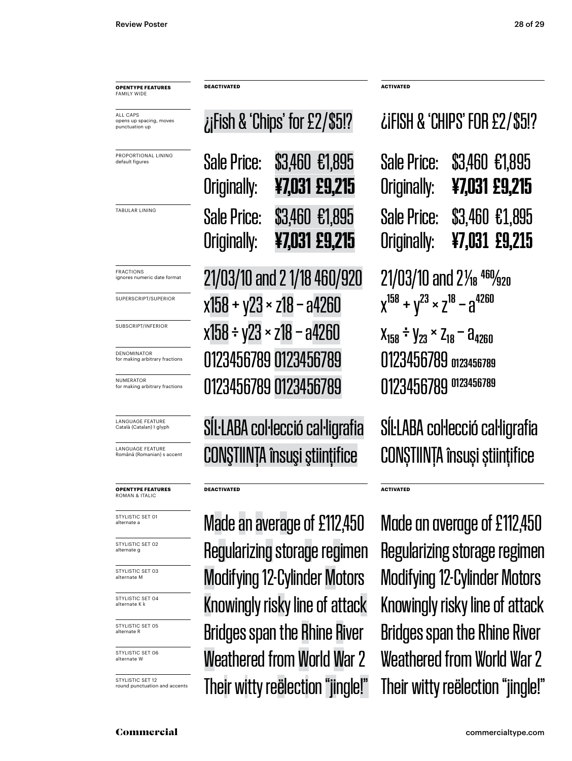| OPENTYPE FEATURES FAMILY WIDE | DEACTIVATED | ACTIVATED |
|---|---|---|
| ALL CAPS opens up spacing, moves punctuation up | ¿¡Fish & 'Chips' for £2/$5!? | ¿¡FISH & 'CHIPS' FOR £2/$5!? |
| PROPORTIONAL LINING default figures | Sale Price: $3,460 €1,895 Originally: **¥7,031 £9,215** | Sale Price: $3,460 €1,895 Originally: **¥7,031 £9,215** |
| TABULAR LINING | Sale Price: $3,460 €1,895 Originally: **¥7,031 £9,215** | Sale Price: $3,460 €1,895 Originally: **¥7,031 £9,215** |
| FRACTIONS ignores numeric date format | 21/03/10 and 2 1/18 460/920 | 21/03/10 and 2 1⁄18 460⁄920 |
| SUPERSCRIPT/SUPERIOR | x158 + y23 × z18 – a4260 | $x^{158} + y^{23} \times z^{18} - a^{4260}$ |
| SUBSCRIPT/INFERIOR | x158 ÷ y23 × z18 – a4260 | $x_{158} \div y_{23} \times z_{18} - a_{4260}$ |
| DENOMINATOR for making arbitrary fractions | 0123456789 0123456789 | 0123456789 $_{0123456789}$ |
| NUMERATOR for making arbitrary fractions | 0123456789 0123456789 | 0123456789 $^{0123456789}$ |
| LANGUAGE FEATURE Català (Catalan) ŀ glyph | SÍL·LABA col·lecció cal·ligrafia | SÍĿLABA coŀlecció caŀligrafia |
| LANGUAGE FEATURE Română (Romanian) s accent | CONŞTIINŢA însuşi ştiinţifice | CONȘTIINȚA însuși științifice |

| OPENTYPE FEATURES ROMAN & ITALIC | DEACTIVATED | ACTIVATED |
|---|---|---|
| STYLISTIC SET 01 alternate a | Made an average of £112,450 | Made an average of £112,450 |
| STYLISTIC SET 02 alternate g | Regularizing storage regimen | Regularizing storage regimen |
| STYLISTIC SET 03 alternate M | Modifying 12-Cylinder Motors | Modifying 12-Cylinder Motors |
| STYLISTIC SET 04 alternate K k | Knowingly risky line of attack | Knowingly risky line of attack |
| STYLISTIC SET 05 alternate R | Bridges span the Rhine River | Bridges span the Rhine River |
| STYLISTIC SET 06 alternate W | Weathered from World War 2 | Weathered from World War 2 |
| STYLISTIC SET 12 round punctuation and accents | Their witty reëlection "jingle!" | Their witty reëlection "jingle!" |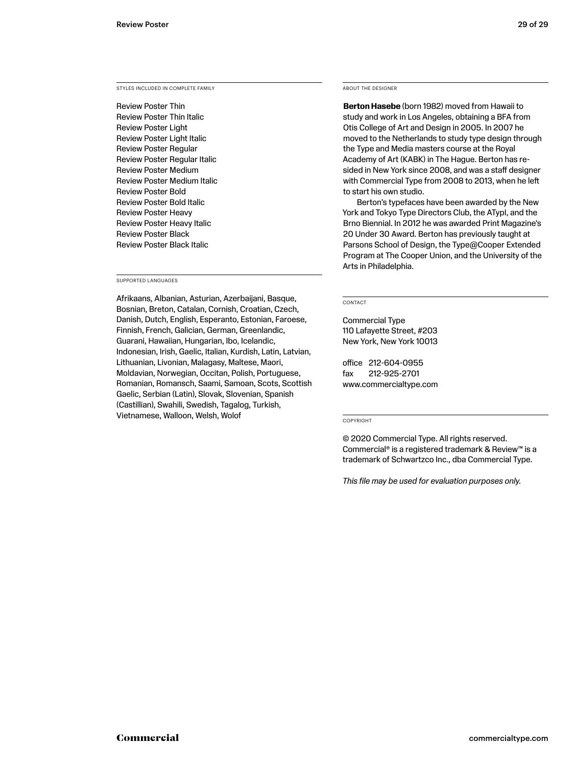## STYLES INCLUDED IN COMPLETE FAMILY

Review Poster Thin
Review Poster Thin Italic
Review Poster Light
Review Poster Light Italic
Review Poster Regular
Review Poster Regular Italic
Review Poster Medium
Review Poster Medium Italic
Review Poster Bold
Review Poster Bold Italic
Review Poster Heavy
Review Poster Heavy Italic
Review Poster Black
Review Poster Black Italic

## SUPPORTED LANGUAGES

Afrikaans, Albanian, Asturian, Azerbaijani, Basque, Bosnian, Breton, Catalan, Cornish, Croatian, Czech, Danish, Dutch, English, Esperanto, Estonian, Faroese, Finnish, French, Galician, German, Greenlandic, Guarani, Hawaiian, Hungarian, Ibo, Icelandic, Indonesian, Irish, Gaelic, Italian, Kurdish, Latin, Latvian, Lithuanian, Livonian, Malagasy, Maltese, Maori, Moldavian, Norwegian, Occitan, Polish, Portuguese, Romanian, Romansch, Saami, Samoan, Scots, Scottish Gaelic, Serbian (Latin), Slovak, Slovenian, Spanish (Castillian), Swahili, Swedish, Tagalog, Turkish, Vietnamese, Walloon, Welsh, Wolof

## ABOUT THE DESIGNER

**Berton Hasebe** (born 1982) moved from Hawaii to study and work in Los Angeles, obtaining a BFA from Otis College of Art and Design in 2005. In 2007 he moved to the Netherlands to study type design through the Type and Media masters course at the Royal Academy of Art (KABK) in The Hague. Berton has resided in New York since 2008, and was a staff designer with Commercial Type from 2008 to 2013, when he left to start his own studio.

Berton's typefaces have been awarded by the New York and Tokyo Type Directors Club, the ATypI, and the Brno Biennial. In 2012 he was awarded Print Magazine's 20 Under 30 Award. Berton has previously taught at Parsons School of Design, the Type@Cooper Extended Program at The Cooper Union, and the University of the Arts in Philadelphia.

## CONTACT

Commercial Type
110 Lafayette Street, #203
New York, New York 10013

office 212-604-0955
fax 212-925-2701
www.commercialtype.com

## COPYRIGHT

© 2020 Commercial Type. All rights reserved. Commercial® is a registered trademark & Review™ is a trademark of Schwartzco Inc., dba Commercial Type.

*This file may be used for evaluation purposes only.*